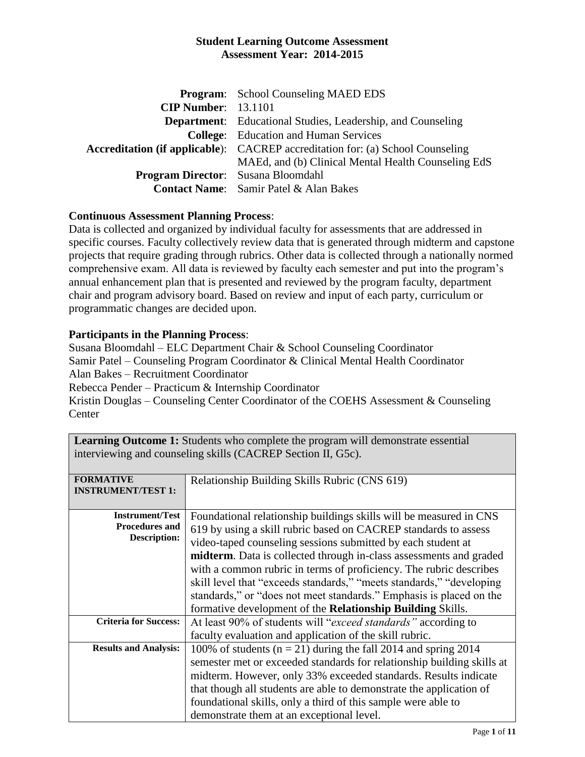**Student Learning Outcome Assessment**
**Assessment Year: 2014-2015**

| | |
|---|---|
| **Program**: | School Counseling MAED EDS |
| **CIP Number**: | 13.1101 |
| **Department**: | Educational Studies, Leadership, and Counseling |
| **College**: | Education and Human Services |
| **Accreditation (if applicable)**: | CACREP accreditation for: (a) School Counseling MAEd, and (b) Clinical Mental Health Counseling EdS |
| **Program Director**: | Susana Bloomdahl |
| **Contact Name**: | Samir Patel & Alan Bakes |

**Continuous Assessment Planning Process**:
Data is collected and organized by individual faculty for assessments that are addressed in specific courses. Faculty collectively review data that is generated through midterm and capstone projects that require grading through rubrics. Other data is collected through a nationally normed comprehensive exam. All data is reviewed by faculty each semester and put into the program's annual enhancement plan that is presented and reviewed by the program faculty, department chair and program advisory board. Based on review and input of each party, curriculum or programmatic changes are decided upon.

**Participants in the Planning Process**:
Susana Bloomdahl – ELC Department Chair & School Counseling Coordinator
Samir Patel – Counseling Program Coordinator & Clinical Mental Health Coordinator
Alan Bakes – Recruitment Coordinator
Rebecca Pender – Practicum & Internship Coordinator
Kristin Douglas – Counseling Center Coordinator of the COEHS Assessment & Counseling Center

| **Learning Outcome 1:** Students who complete the program will demonstrate essential interviewing and counseling skills (CACREP Section II, G5c). | |
|---|---|
| **FORMATIVE INSTRUMENT/TEST 1:** | Relationship Building Skills Rubric (CNS 619) |
| **Instrument/Test Procedures and Description:** | Foundational relationship buildings skills will be measured in CNS 619 by using a skill rubric based on CACREP standards to assess video-taped counseling sessions submitted by each student at **midterm**. Data is collected through in-class assessments and graded with a common rubric in terms of proficiency. The rubric describes skill level that "exceeds standards," "meets standards," "developing standards," or "does not meet standards." Emphasis is placed on the formative development of the **Relationship Building** Skills. |
| **Criteria for Success:** | At least 90% of students will "*exceed standards"* according to faculty evaluation and application of the skill rubric. |
| **Results and Analysis:** | 100% of students ($n = 21$) during the fall 2014 and spring 2014 semester met or exceeded standards for relationship building skills at midterm. However, only 33% exceeded standards. Results indicate that though all students are able to demonstrate the application of foundational skills, only a third of this sample were able to demonstrate them at an exceptional level. |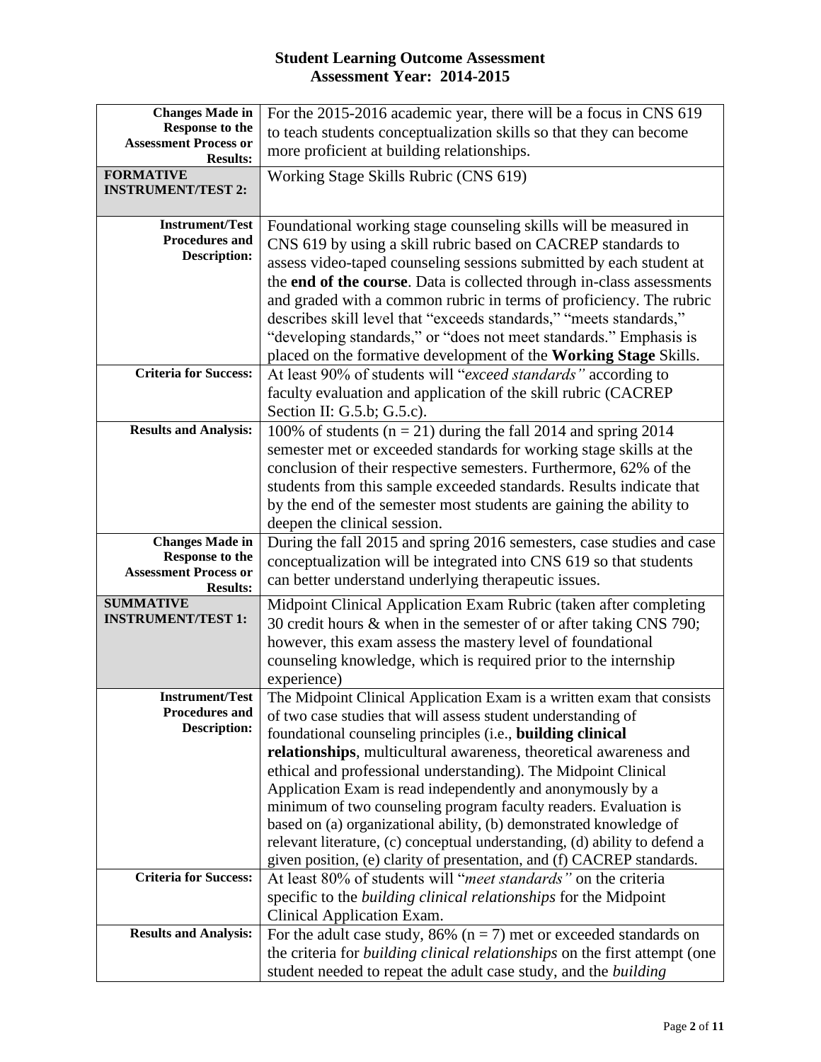# Student Learning Outcome Assessment
## Assessment Year: 2014-2015

| | |
|---|---|
| **Changes Made in Response to the Assessment Process or Results:** | For the 2015-2016 academic year, there will be a focus in CNS 619 to teach students conceptualization skills so that they can become more proficient at building relationships. |
| **FORMATIVE INSTRUMENT/TEST 2:** | Working Stage Skills Rubric (CNS 619) |
| **Instrument/Test Procedures and Description:** | Foundational working stage counseling skills will be measured in CNS 619 by using a skill rubric based on CACREP standards to assess video-taped counseling sessions submitted by each student at the **end of the course**. Data is collected through in-class assessments and graded with a common rubric in terms of proficiency. The rubric describes skill level that "exceeds standards," "meets standards," "developing standards," or "does not meet standards." Emphasis is placed on the formative development of the **Working Stage** Skills. |
| **Criteria for Success:** | At least 90% of students will "*exceed standards"* according to faculty evaluation and application of the skill rubric (CACREP Section II: G.5.b; G.5.c). |
| **Results and Analysis:** | 100% of students (n = 21) during the fall 2014 and spring 2014 semester met or exceeded standards for working stage skills at the conclusion of their respective semesters. Furthermore, 62% of the students from this sample exceeded standards. Results indicate that by the end of the semester most students are gaining the ability to deepen the clinical session. |
| **Changes Made in Response to the Assessment Process or Results:** | During the fall 2015 and spring 2016 semesters, case studies and case conceptualization will be integrated into CNS 619 so that students can better understand underlying therapeutic issues. |
| **SUMMATIVE INSTRUMENT/TEST 1:** | Midpoint Clinical Application Exam Rubric (taken after completing 30 credit hours & when in the semester of or after taking CNS 790; however, this exam assess the mastery level of foundational counseling knowledge, which is required prior to the internship experience) |
| **Instrument/Test Procedures and Description:** | The Midpoint Clinical Application Exam is a written exam that consists of two case studies that will assess student understanding of foundational counseling principles (i.e., **building clinical relationships**, multicultural awareness, theoretical awareness and ethical and professional understanding). The Midpoint Clinical Application Exam is read independently and anonymously by a minimum of two counseling program faculty readers. Evaluation is based on (a) organizational ability, (b) demonstrated knowledge of relevant literature, (c) conceptual understanding, (d) ability to defend a given position, (e) clarity of presentation, and (f) CACREP standards. |
| **Criteria for Success:** | At least 80% of students will "*meet standards"* on the criteria specific to the *building clinical relationships* for the Midpoint Clinical Application Exam. |
| **Results and Analysis:** | For the adult case study, 86% (n = 7) met or exceeded standards on the criteria for *building clinical relationships* on the first attempt (one student needed to repeat the adult case study, and the *building* |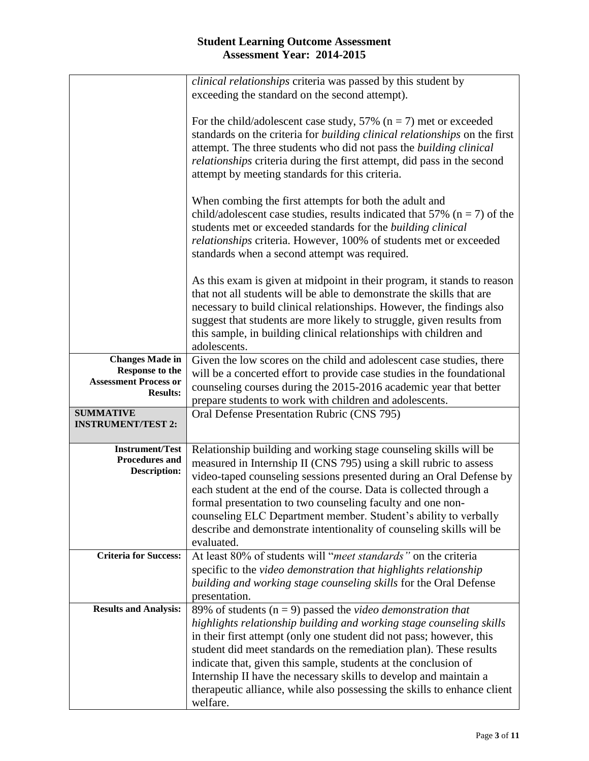# Student Learning Outcome Assessment
## Assessment Year: 2014-2015

| | |
|---|---|
| | *clinical relationships* criteria was passed by this student by exceeding the standard on the second attempt).<br><br>For the child/adolescent case study, 57% (n = 7) met or exceeded standards on the criteria for *building clinical relationships* on the first attempt. The three students who did not pass the *building clinical relationships* criteria during the first attempt, did pass in the second attempt by meeting standards for this criteria.<br><br>When combing the first attempts for both the adult and child/adolescent case studies, results indicated that 57% (n = 7) of the students met or exceeded standards for the *building clinical relationships* criteria. However, 100% of students met or exceeded standards when a second attempt was required.<br><br>As this exam is given at midpoint in their program, it stands to reason that not all students will be able to demonstrate the skills that are necessary to build clinical relationships. However, the findings also suggest that students are more likely to struggle, given results from this sample, in building clinical relationships with children and adolescents. |
| **Changes Made in Response to the Assessment Process or Results:** | Given the low scores on the child and adolescent case studies, there will be a concerted effort to provide case studies in the foundational counseling courses during the 2015-2016 academic year that better prepare students to work with children and adolescents. |
| **SUMMATIVE INSTRUMENT/TEST 2:** | Oral Defense Presentation Rubric (CNS 795) |
| **Instrument/Test Procedures and Description:** | Relationship building and working stage counseling skills will be measured in Internship II (CNS 795) using a skill rubric to assess video-taped counseling sessions presented during an Oral Defense by each student at the end of the course. Data is collected through a formal presentation to two counseling faculty and one non-counseling ELC Department member. Student's ability to verbally describe and demonstrate intentionality of counseling skills will be evaluated. |
| **Criteria for Success:** | At least 80% of students will "*meet standards"* on the criteria specific to the *video demonstration that highlights relationship building and working stage counseling skills* for the Oral Defense presentation. |
| **Results and Analysis:** | 89% of students (n = 9) passed the *video demonstration that highlights relationship building and working stage counseling skills* in their first attempt (only one student did not pass; however, this student did meet standards on the remediation plan). These results indicate that, given this sample, students at the conclusion of Internship II have the necessary skills to develop and maintain a therapeutic alliance, while also possessing the skills to enhance client welfare. |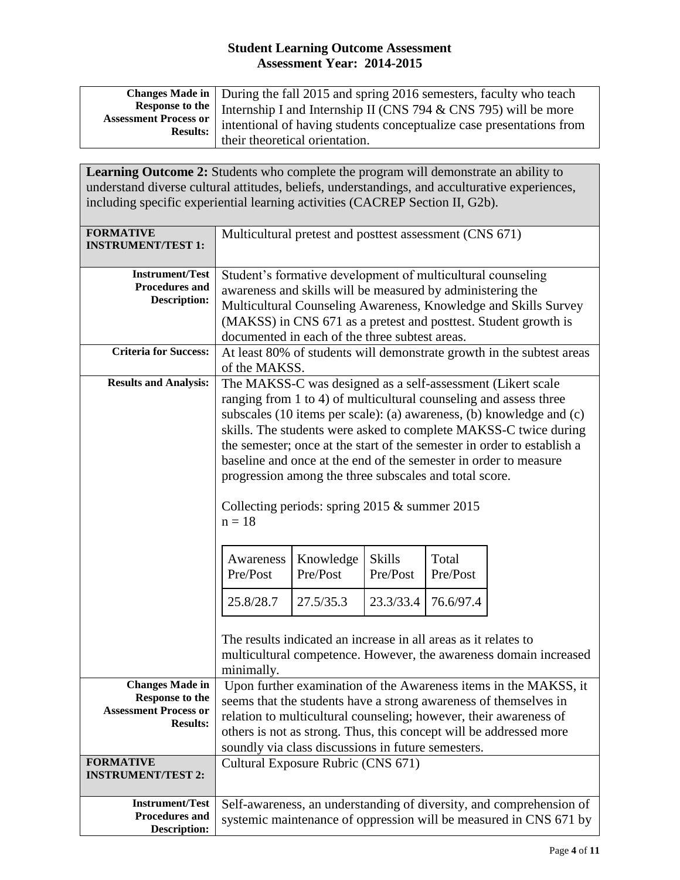# Student Learning Outcome Assessment
## Assessment Year: 2014-2015

| | |
|---|---|
| **Changes Made in Response to the Assessment Process or Results:** | During the fall 2015 and spring 2016 semesters, faculty who teach Internship I and Internship II (CNS 794 & CNS 795) will be more intentional of having students conceptualize case presentations from their theoretical orientation. |

**Learning Outcome 2:** Students who complete the program will demonstrate an ability to understand diverse cultural attitudes, beliefs, understandings, and acculturative experiences, including specific experiential learning activities (CACREP Section II, G2b).

| | |
|---|---|
| **FORMATIVE INSTRUMENT/TEST 1:** | Multicultural pretest and posttest assessment (CNS 671) |
| **Instrument/Test Procedures and Description:** | Student's formative development of multicultural counseling awareness and skills will be measured by administering the Multicultural Counseling Awareness, Knowledge and Skills Survey (MAKSS) in CNS 671 as a pretest and posttest. Student growth is documented in each of the three subtest areas. |
| **Criteria for Success:** | At least 80% of students will demonstrate growth in the subtest areas of the MAKSS. |
| **Results and Analysis:** | The MAKSS-C was designed as a self-assessment (Likert scale ranging from 1 to 4) of multicultural counseling and assess three subscales (10 items per scale): (a) awareness, (b) knowledge and (c) skills. The students were asked to complete MAKSS-C twice during the semester; once at the start of the semester in order to establish a baseline and once at the end of the semester in order to measure progression among the three subscales and total score.<br><br>Collecting periods: spring 2015 & summer 2015<br>n = 18<br><br>Awareness Pre/Post: 25.8/28.7; Knowledge Pre/Post: 27.5/35.3; Skills Pre/Post: 23.3/33.4; Total Pre/Post: 76.6/97.4<br><br>The results indicated an increase in all areas as it relates to multicultural competence. However, the awareness domain increased minimally. |
| **Changes Made in Response to the Assessment Process or Results:** | Upon further examination of the Awareness items in the MAKSS, it seems that the students have a strong awareness of themselves in relation to multicultural counseling; however, their awareness of others is not as strong. Thus, this concept will be addressed more soundly via class discussions in future semesters. |
| **FORMATIVE INSTRUMENT/TEST 2:** | Cultural Exposure Rubric (CNS 671) |
| **Instrument/Test Procedures and Description:** | Self-awareness, an understanding of diversity, and comprehension of systemic maintenance of oppression will be measured in CNS 671 by |

| Awareness Pre/Post | Knowledge Pre/Post | Skills Pre/Post | Total Pre/Post |
|---|---|---|---|
| 25.8/28.7 | 27.5/35.3 | 23.3/33.4 | 76.6/97.4 |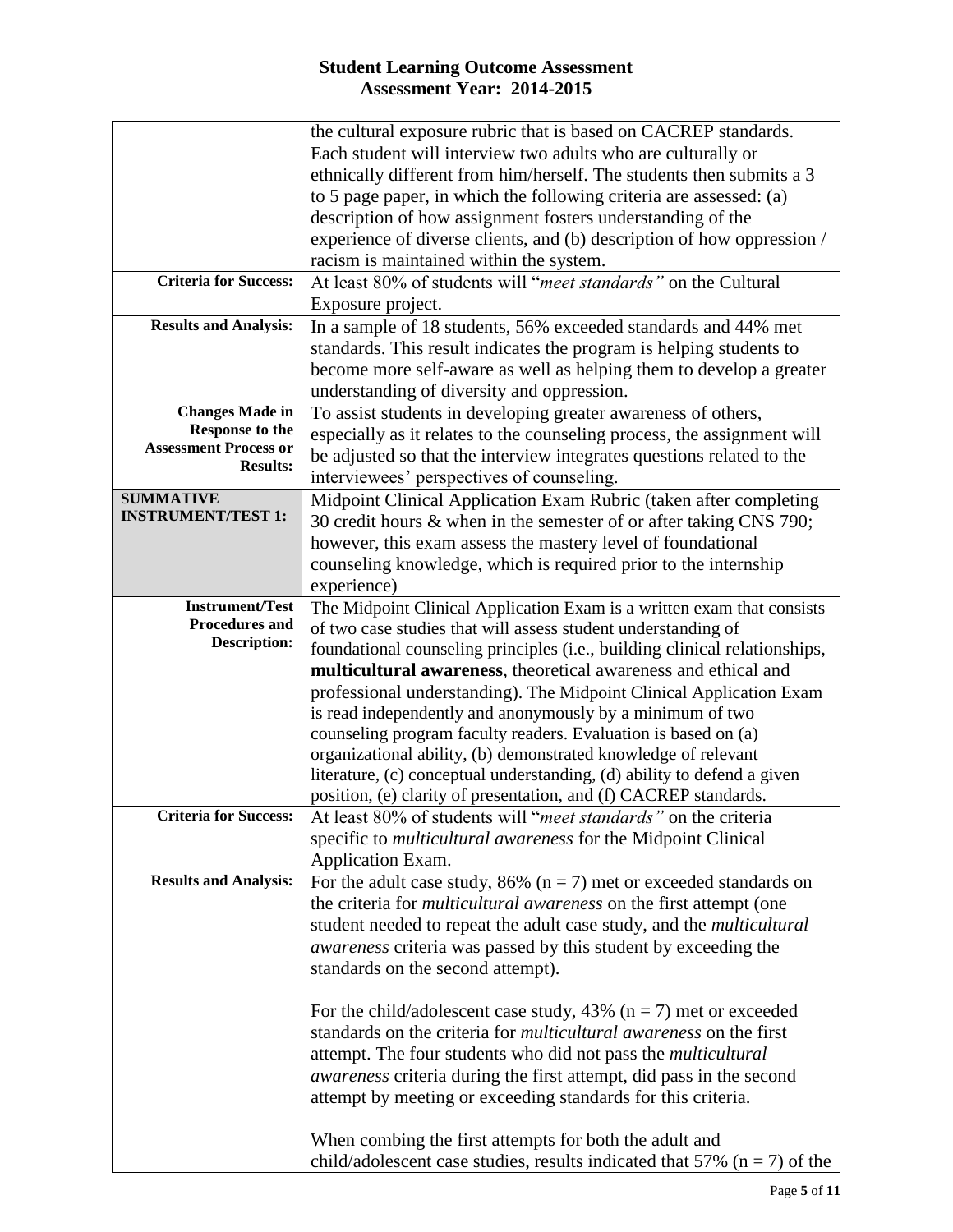**Student Learning Outcome Assessment**
**Assessment Year: 2014-2015**

| | |
|---|---|
| | the cultural exposure rubric that is based on CACREP standards. Each student will interview two adults who are culturally or ethnically different from him/herself. The students then submits a 3 to 5 page paper, in which the following criteria are assessed: (a) description of how assignment fosters understanding of the experience of diverse clients, and (b) description of how oppression / racism is maintained within the system. |
| **Criteria for Success:** | At least 80% of students will "*meet standards"* on the Cultural Exposure project. |
| **Results and Analysis:** | In a sample of 18 students, 56% exceeded standards and 44% met standards. This result indicates the program is helping students to become more self-aware as well as helping them to develop a greater understanding of diversity and oppression. |
| **Changes Made in Response to the Assessment Process or Results:** | To assist students in developing greater awareness of others, especially as it relates to the counseling process, the assignment will be adjusted so that the interview integrates questions related to the interviewees' perspectives of counseling. |
| **SUMMATIVE INSTRUMENT/TEST 1:** | Midpoint Clinical Application Exam Rubric (taken after completing 30 credit hours & when in the semester of or after taking CNS 790; however, this exam assess the mastery level of foundational counseling knowledge, which is required prior to the internship experience) |
| **Instrument/Test Procedures and Description:** | The Midpoint Clinical Application Exam is a written exam that consists of two case studies that will assess student understanding of foundational counseling principles (i.e., building clinical relationships, **multicultural awareness**, theoretical awareness and ethical and professional understanding). The Midpoint Clinical Application Exam is read independently and anonymously by a minimum of two counseling program faculty readers. Evaluation is based on (a) organizational ability, (b) demonstrated knowledge of relevant literature, (c) conceptual understanding, (d) ability to defend a given position, (e) clarity of presentation, and (f) CACREP standards. |
| **Criteria for Success:** | At least 80% of students will "*meet standards"* on the criteria specific to *multicultural awareness* for the Midpoint Clinical Application Exam. |
| **Results and Analysis:** | For the adult case study, 86% (n = 7) met or exceeded standards on the criteria for *multicultural awareness* on the first attempt (one student needed to repeat the adult case study, and the *multicultural awareness* criteria was passed by this student by exceeding the standards on the second attempt).<br><br>For the child/adolescent case study, 43% (n = 7) met or exceeded standards on the criteria for *multicultural awareness* on the first attempt. The four students who did not pass the *multicultural awareness* criteria during the first attempt, did pass in the second attempt by meeting or exceeding standards for this criteria.<br><br>When combing the first attempts for both the adult and child/adolescent case studies, results indicated that 57% (n = 7) of the |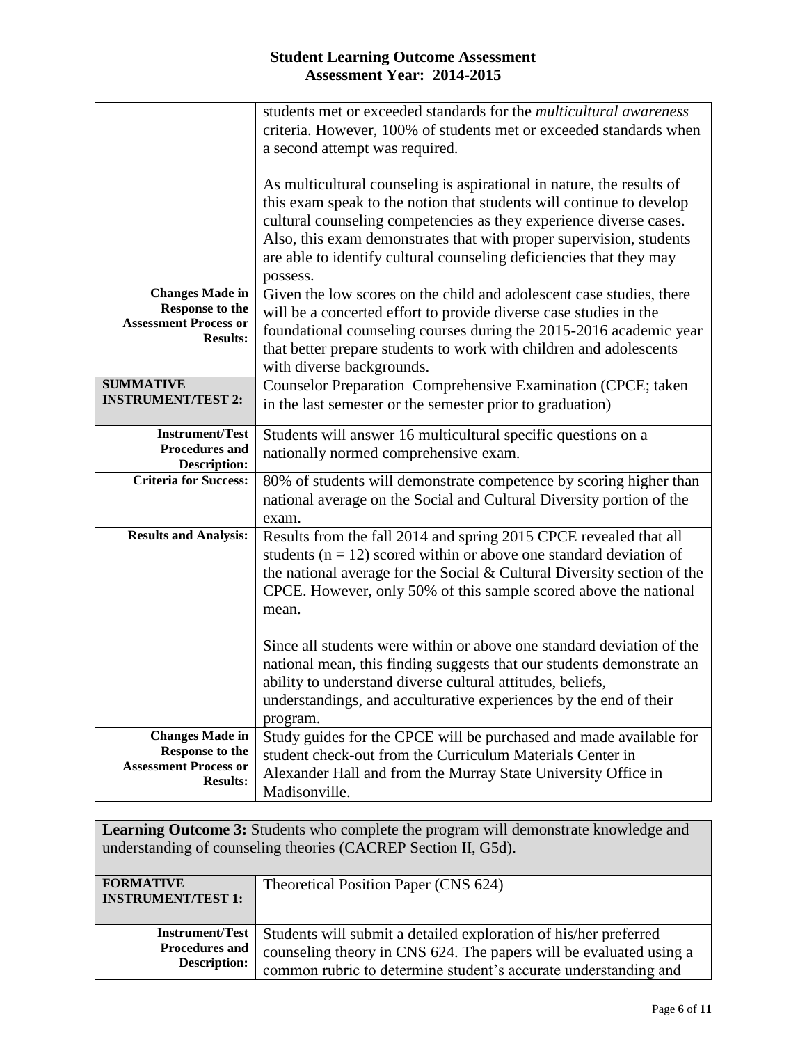**Student Learning Outcome Assessment**
**Assessment Year: 2014-2015**

| | |
|---|---|
| | students met or exceeded standards for the *multicultural awareness* criteria. However, 100% of students met or exceeded standards when a second attempt was required.<br><br>As multicultural counseling is aspirational in nature, the results of this exam speak to the notion that students will continue to develop cultural counseling competencies as they experience diverse cases. Also, this exam demonstrates that with proper supervision, students are able to identify cultural counseling deficiencies that they may possess. |
| **Changes Made in Response to the Assessment Process or Results:** | Given the low scores on the child and adolescent case studies, there will be a concerted effort to provide diverse case studies in the foundational counseling courses during the 2015-2016 academic year that better prepare students to work with children and adolescents with diverse backgrounds. |
| **SUMMATIVE INSTRUMENT/TEST 2:** | Counselor Preparation Comprehensive Examination (CPCE; taken in the last semester or the semester prior to graduation) |
| **Instrument/Test Procedures and Description:** | Students will answer 16 multicultural specific questions on a nationally normed comprehensive exam. |
| **Criteria for Success:** | 80% of students will demonstrate competence by scoring higher than national average on the Social and Cultural Diversity portion of the exam. |
| **Results and Analysis:** | Results from the fall 2014 and spring 2015 CPCE revealed that all students ($n = 12$) scored within or above one standard deviation of the national average for the Social & Cultural Diversity section of the CPCE. However, only 50% of this sample scored above the national mean.<br><br>Since all students were within or above one standard deviation of the national mean, this finding suggests that our students demonstrate an ability to understand diverse cultural attitudes, beliefs, understandings, and acculturative experiences by the end of their program. |
| **Changes Made in Response to the Assessment Process or Results:** | Study guides for the CPCE will be purchased and made available for student check-out from the Curriculum Materials Center in Alexander Hall and from the Murray State University Office in Madisonville. |

| **Learning Outcome 3:** Students who complete the program will demonstrate knowledge and understanding of counseling theories (CACREP Section II, G5d). | |
|---|---|
| **FORMATIVE INSTRUMENT/TEST 1:** | Theoretical Position Paper (CNS 624) |
| **Instrument/Test Procedures and Description:** | Students will submit a detailed exploration of his/her preferred counseling theory in CNS 624. The papers will be evaluated using a common rubric to determine student's accurate understanding and |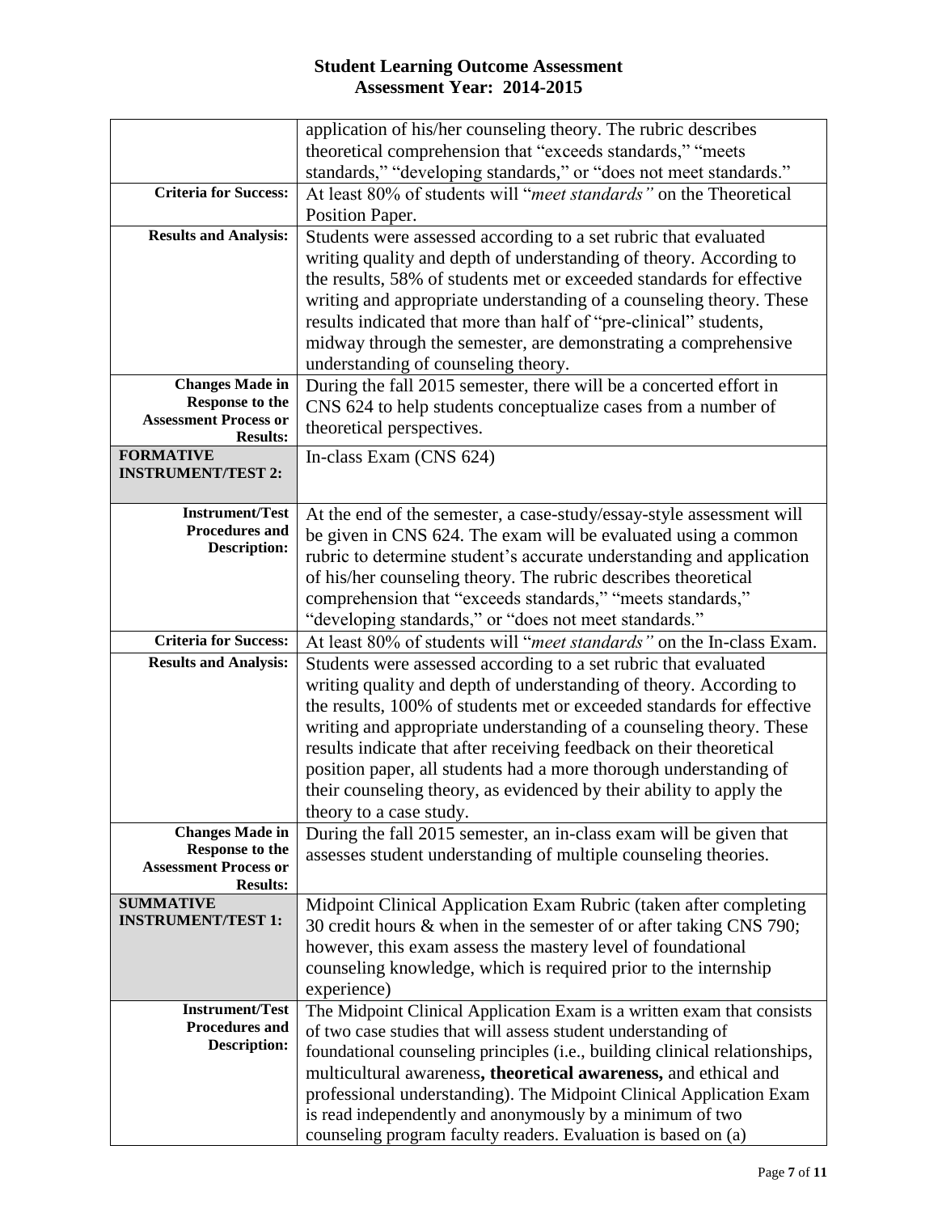# Student Learning Outcome Assessment
## Assessment Year: 2014-2015

| | |
|---|---|
| | application of his/her counseling theory. The rubric describes theoretical comprehension that "exceeds standards," "meets standards," "developing standards," or "does not meet standards." |
| **Criteria for Success:** | At least 80% of students will "*meet standards"* on the Theoretical Position Paper. |
| **Results and Analysis:** | Students were assessed according to a set rubric that evaluated writing quality and depth of understanding of theory. According to the results, 58% of students met or exceeded standards for effective writing and appropriate understanding of a counseling theory. These results indicated that more than half of "pre-clinical" students, midway through the semester, are demonstrating a comprehensive understanding of counseling theory. |
| **Changes Made in Response to the Assessment Process or Results:** | During the fall 2015 semester, there will be a concerted effort in CNS 624 to help students conceptualize cases from a number of theoretical perspectives. |
| **FORMATIVE INSTRUMENT/TEST 2:** | In-class Exam (CNS 624) |
| **Instrument/Test Procedures and Description:** | At the end of the semester, a case-study/essay-style assessment will be given in CNS 624. The exam will be evaluated using a common rubric to determine student's accurate understanding and application of his/her counseling theory. The rubric describes theoretical comprehension that "exceeds standards," "meets standards," "developing standards," or "does not meet standards." |
| **Criteria for Success:** | At least 80% of students will "*meet standards"* on the In-class Exam. |
| **Results and Analysis:** | Students were assessed according to a set rubric that evaluated writing quality and depth of understanding of theory. According to the results, 100% of students met or exceeded standards for effective writing and appropriate understanding of a counseling theory. These results indicate that after receiving feedback on their theoretical position paper, all students had a more thorough understanding of their counseling theory, as evidenced by their ability to apply the theory to a case study. |
| **Changes Made in Response to the Assessment Process or Results:** | During the fall 2015 semester, an in-class exam will be given that assesses student understanding of multiple counseling theories. |
| **SUMMATIVE INSTRUMENT/TEST 1:** | Midpoint Clinical Application Exam Rubric (taken after completing 30 credit hours & when in the semester of or after taking CNS 790; however, this exam assess the mastery level of foundational counseling knowledge, which is required prior to the internship experience) |
| **Instrument/Test Procedures and Description:** | The Midpoint Clinical Application Exam is a written exam that consists of two case studies that will assess student understanding of foundational counseling principles (i.e., building clinical relationships, multicultural awareness**, theoretical awareness,** and ethical and professional understanding). The Midpoint Clinical Application Exam is read independently and anonymously by a minimum of two counseling program faculty readers. Evaluation is based on (a) |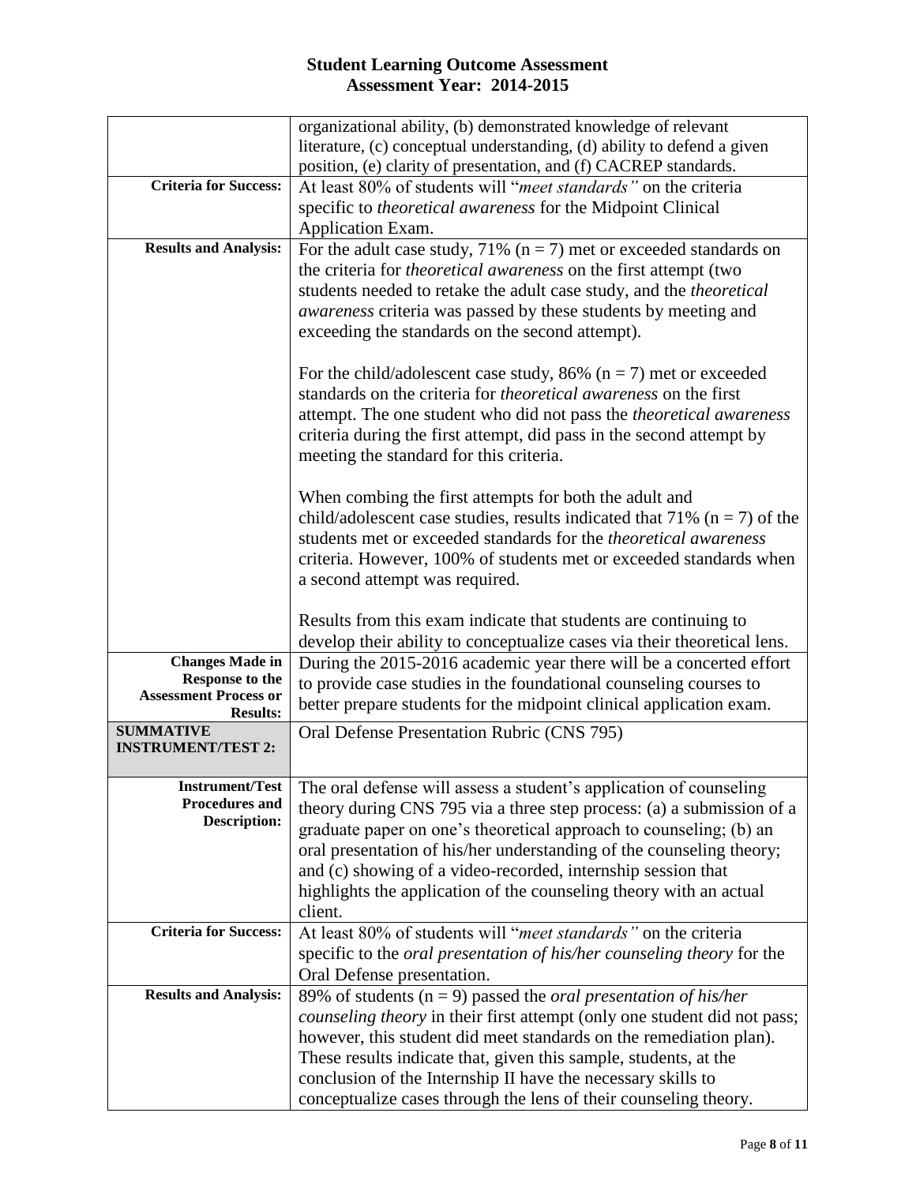# Student Learning Outcome Assessment
## Assessment Year: 2014-2015

| | |
|---|---|
| | organizational ability, (b) demonstrated knowledge of relevant literature, (c) conceptual understanding, (d) ability to defend a given position, (e) clarity of presentation, and (f) CACREP standards. |
| **Criteria for Success:** | At least 80% of students will "*meet standards"* on the criteria specific to *theoretical awareness* for the Midpoint Clinical Application Exam. |
| **Results and Analysis:** | For the adult case study, 71% (n = 7) met or exceeded standards on the criteria for *theoretical awareness* on the first attempt (two students needed to retake the adult case study, and the *theoretical awareness* criteria was passed by these students by meeting and exceeding the standards on the second attempt).<br><br>For the child/adolescent case study, 86% (n = 7) met or exceeded standards on the criteria for *theoretical awareness* on the first attempt. The one student who did not pass the *theoretical awareness* criteria during the first attempt, did pass in the second attempt by meeting the standard for this criteria.<br><br>When combing the first attempts for both the adult and child/adolescent case studies, results indicated that 71% (n = 7) of the students met or exceeded standards for the *theoretical awareness* criteria. However, 100% of students met or exceeded standards when a second attempt was required.<br><br>Results from this exam indicate that students are continuing to develop their ability to conceptualize cases via their theoretical lens. |
| **Changes Made in Response to the Assessment Process or Results:** | During the 2015-2016 academic year there will be a concerted effort to provide case studies in the foundational counseling courses to better prepare students for the midpoint clinical application exam. |
| **SUMMATIVE INSTRUMENT/TEST 2:** | Oral Defense Presentation Rubric (CNS 795) |
| **Instrument/Test Procedures and Description:** | The oral defense will assess a student's application of counseling theory during CNS 795 via a three step process: (a) a submission of a graduate paper on one's theoretical approach to counseling; (b) an oral presentation of his/her understanding of the counseling theory; and (c) showing of a video-recorded, internship session that highlights the application of the counseling theory with an actual client. |
| **Criteria for Success:** | At least 80% of students will "*meet standards"* on the criteria specific to the *oral presentation of his/her counseling theory* for the Oral Defense presentation. |
| **Results and Analysis:** | 89% of students (n = 9) passed the *oral presentation of his/her counseling theory* in their first attempt (only one student did not pass; however, this student did meet standards on the remediation plan). These results indicate that, given this sample, students, at the conclusion of the Internship II have the necessary skills to conceptualize cases through the lens of their counseling theory. |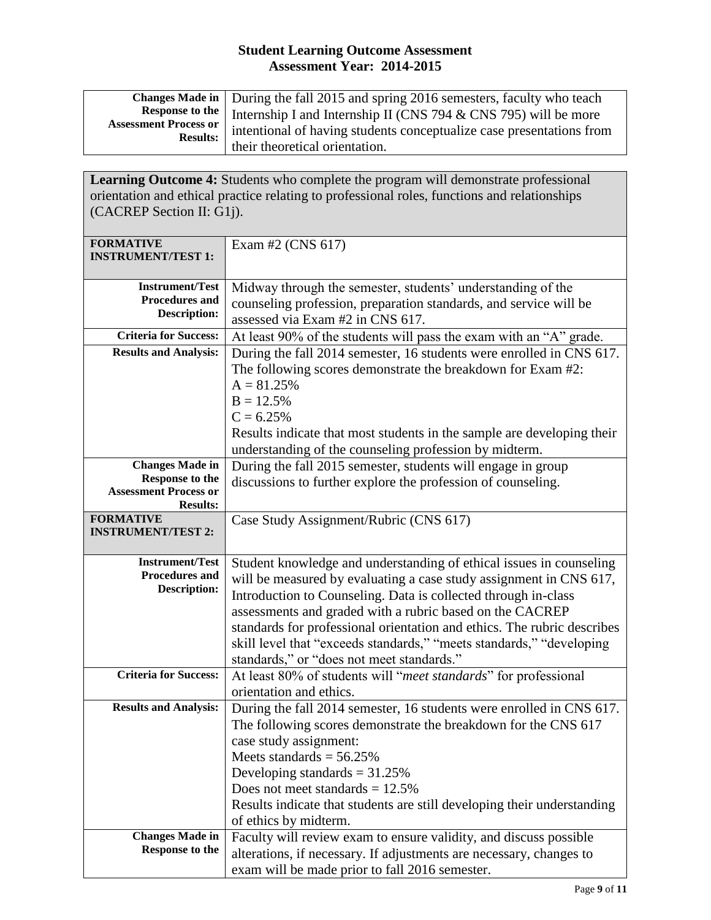## Student Learning Outcome Assessment
## Assessment Year: 2014-2015

| | |
|---|---|
| **Changes Made in Response to the Assessment Process or Results:** | During the fall 2015 and spring 2016 semesters, faculty who teach Internship I and Internship II (CNS 794 & CNS 795) will be more intentional of having students conceptualize case presentations from their theoretical orientation. |

| | |
|---|---|
| **Learning Outcome 4:** Students who complete the program will demonstrate professional orientation and ethical practice relating to professional roles, functions and relationships (CACREP Section II: G1j). | |
| **FORMATIVE INSTRUMENT/TEST 1:** | Exam #2 (CNS 617) |
| **Instrument/Test Procedures and Description:** | Midway through the semester, students' understanding of the counseling profession, preparation standards, and service will be assessed via Exam #2 in CNS 617. |
| **Criteria for Success:** | At least 90% of the students will pass the exam with an "A" grade. |
| **Results and Analysis:** | During the fall 2014 semester, 16 students were enrolled in CNS 617. The following scores demonstrate the breakdown for Exam #2:<br>A = 81.25%<br>B = 12.5%<br>C = 6.25%<br>Results indicate that most students in the sample are developing their understanding of the counseling profession by midterm. |
| **Changes Made in Response to the Assessment Process or Results:** | During the fall 2015 semester, students will engage in group discussions to further explore the profession of counseling. |
| **FORMATIVE INSTRUMENT/TEST 2:** | Case Study Assignment/Rubric (CNS 617) |
| **Instrument/Test Procedures and Description:** | Student knowledge and understanding of ethical issues in counseling will be measured by evaluating a case study assignment in CNS 617, Introduction to Counseling. Data is collected through in-class assessments and graded with a rubric based on the CACREP standards for professional orientation and ethics. The rubric describes skill level that "exceeds standards," "meets standards," "developing standards," or "does not meet standards." |
| **Criteria for Success:** | At least 80% of students will "*meet standards*" for professional orientation and ethics. |
| **Results and Analysis:** | During the fall 2014 semester, 16 students were enrolled in CNS 617. The following scores demonstrate the breakdown for the CNS 617 case study assignment:<br>Meets standards = 56.25%<br>Developing standards = 31.25%<br>Does not meet standards = 12.5%<br>Results indicate that students are still developing their understanding of ethics by midterm. |
| **Changes Made in Response to the** | Faculty will review exam to ensure validity, and discuss possible alterations, if necessary. If adjustments are necessary, changes to exam will be made prior to fall 2016 semester. |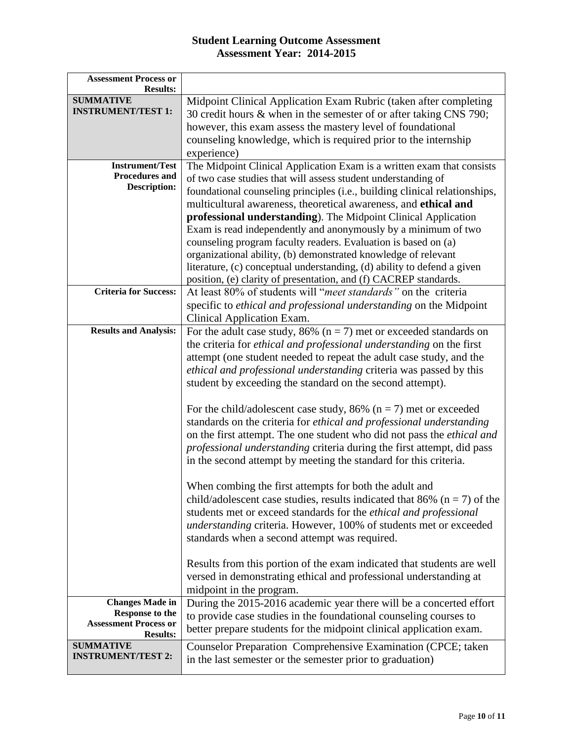# Student Learning Outcome Assessment
## Assessment Year: 2014-2015

| Assessment Process or Results: | |
|---|---|
| **SUMMATIVE INSTRUMENT/TEST 1:** | Midpoint Clinical Application Exam Rubric (taken after completing 30 credit hours & when in the semester of or after taking CNS 790; however, this exam assess the mastery level of foundational counseling knowledge, which is required prior to the internship experience) |
| **Instrument/Test Procedures and Description:** | The Midpoint Clinical Application Exam is a written exam that consists of two case studies that will assess student understanding of foundational counseling principles (i.e., building clinical relationships, multicultural awareness, theoretical awareness, and **ethical and professional understanding**). The Midpoint Clinical Application Exam is read independently and anonymously by a minimum of two counseling program faculty readers. Evaluation is based on (a) organizational ability, (b) demonstrated knowledge of relevant literature, (c) conceptual understanding, (d) ability to defend a given position, (e) clarity of presentation, and (f) CACREP standards. |
| **Criteria for Success:** | At least 80% of students will "*meet standards"* on the criteria specific to *ethical and professional understanding* on the Midpoint Clinical Application Exam. |
| **Results and Analysis:** | For the adult case study, 86% ($n = 7$) met or exceeded standards on the criteria for *ethical and professional understanding* on the first attempt (one student needed to repeat the adult case study, and the *ethical and professional understanding* criteria was passed by this student by exceeding the standard on the second attempt).<br><br>For the child/adolescent case study, 86% ($n = 7$) met or exceeded standards on the criteria for *ethical and professional understanding* on the first attempt. The one student who did not pass the *ethical and professional understanding* criteria during the first attempt, did pass in the second attempt by meeting the standard for this criteria.<br><br>When combing the first attempts for both the adult and child/adolescent case studies, results indicated that 86% ($n = 7$) of the students met or exceed standards for the *ethical and professional understanding* criteria. However, 100% of students met or exceeded standards when a second attempt was required.<br><br>Results from this portion of the exam indicated that students are well versed in demonstrating ethical and professional understanding at midpoint in the program. |
| **Changes Made in Response to the Assessment Process or Results:** | During the 2015-2016 academic year there will be a concerted effort to provide case studies in the foundational counseling courses to better prepare students for the midpoint clinical application exam. |
| **SUMMATIVE INSTRUMENT/TEST 2:** | Counselor Preparation Comprehensive Examination (CPCE; taken in the last semester or the semester prior to graduation) |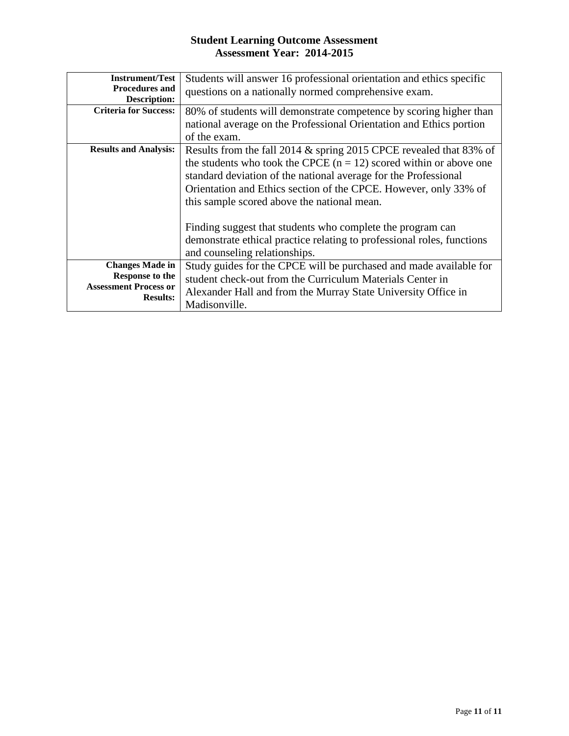**Student Learning Outcome Assessment**
**Assessment Year: 2014-2015**

| | |
|---|---|
| **Instrument/Test Procedures and Description:** | Students will answer 16 professional orientation and ethics specific questions on a nationally normed comprehensive exam. |
| **Criteria for Success:** | 80% of students will demonstrate competence by scoring higher than national average on the Professional Orientation and Ethics portion of the exam. |
| **Results and Analysis:** | Results from the fall 2014 & spring 2015 CPCE revealed that 83% of the students who took the CPCE (n = 12) scored within or above one standard deviation of the national average for the Professional Orientation and Ethics section of the CPCE. However, only 33% of this sample scored above the national mean.<br><br>Finding suggest that students who complete the program can demonstrate ethical practice relating to professional roles, functions and counseling relationships. |
| **Changes Made in Response to the Assessment Process or Results:** | Study guides for the CPCE will be purchased and made available for student check-out from the Curriculum Materials Center in Alexander Hall and from the Murray State University Office in Madisonville. |